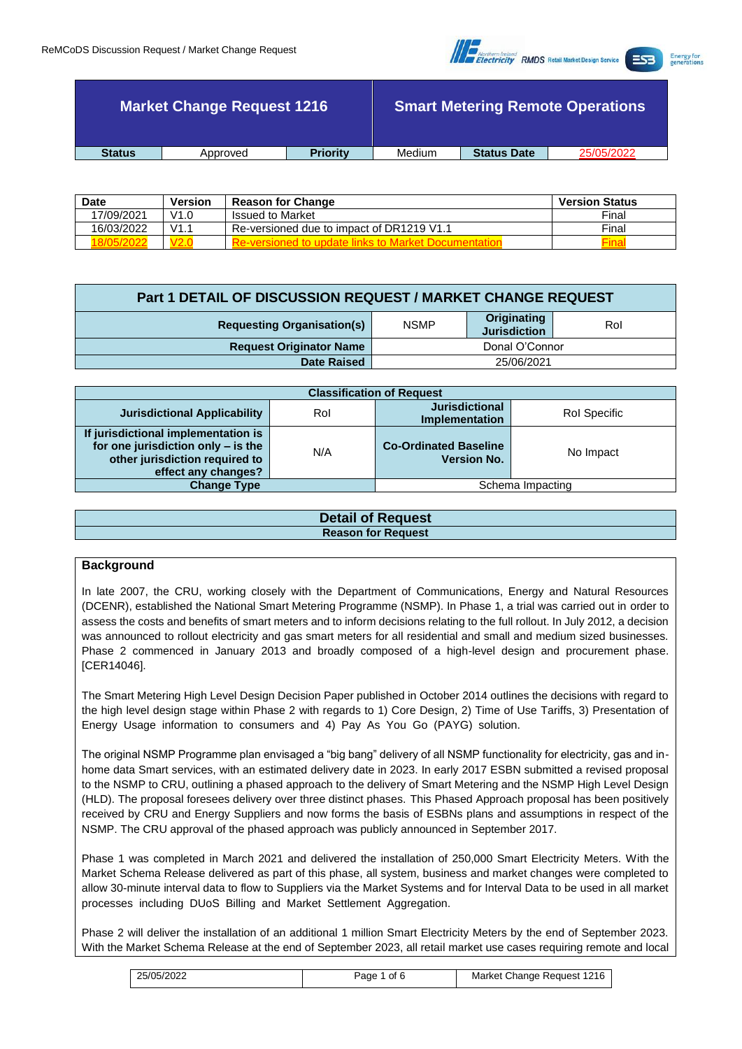| Market Change Request 1216 | | Smart Metering Remote Operations | | | |
|---|---|---|---|---|---|
| **Status** | Approved | **Priority** | Medium | **Status Date** | 25/05/2022 |

| Date | Version | Reason for Change | Version Status |
|---|---|---|---|
| 17/09/2021 | V1.0 | Issued to Market | Final |
| 16/03/2022 | V1.1 | Re-versioned due to impact of DR1219 V1.1 | Final |
| 18/05/2022 | V2.0 | Re-versioned to update links to Market Documentation | Final |

## Part 1 DETAIL OF DISCUSSION REQUEST / MARKET CHANGE REQUEST

| | | | |
|---|---|---|---|
| **Requesting Organisation(s)** | NSMP | **Originating Jurisdiction** | RoI |
| **Request Originator Name** | Donal O'Connor | | |
| **Date Raised** | 25/06/2021 | | |

| Classification of Request | | | |
|---|---|---|---|
| **Jurisdictional Applicability** | RoI | **Jurisdictional Implementation** | RoI Specific |
| **If jurisdictional implementation is for one jurisdiction only – is the other jurisdiction required to effect any changes?** | N/A | **Co-Ordinated Baseline Version No.** | No Impact |
| **Change Type** | | Schema Impacting | |

## Detail of Request

### Reason for Request

**Background**

In late 2007, the CRU, working closely with the Department of Communications, Energy and Natural Resources (DCENR), established the National Smart Metering Programme (NSMP). In Phase 1, a trial was carried out in order to assess the costs and benefits of smart meters and to inform decisions relating to the full rollout. In July 2012, a decision was announced to rollout electricity and gas smart meters for all residential and small and medium sized businesses. Phase 2 commenced in January 2013 and broadly composed of a high-level design and procurement phase. [CER14046].

The Smart Metering High Level Design Decision Paper published in October 2014 outlines the decisions with regard to the high level design stage within Phase 2 with regards to 1) Core Design, 2) Time of Use Tariffs, 3) Presentation of Energy Usage information to consumers and 4) Pay As You Go (PAYG) solution.

The original NSMP Programme plan envisaged a "big bang" delivery of all NSMP functionality for electricity, gas and in-home data Smart services, with an estimated delivery date in 2023. In early 2017 ESBN submitted a revised proposal to the NSMP to CRU, outlining a phased approach to the delivery of Smart Metering and the NSMP High Level Design (HLD). The proposal foresees delivery over three distinct phases. This Phased Approach proposal has been positively received by CRU and Energy Suppliers and now forms the basis of ESBNs plans and assumptions in respect of the NSMP. The CRU approval of the phased approach was publicly announced in September 2017.

Phase 1 was completed in March 2021 and delivered the installation of 250,000 Smart Electricity Meters. With the Market Schema Release delivered as part of this phase, all system, business and market changes were completed to allow 30-minute interval data to flow to Suppliers via the Market Systems and for Interval Data to be used in all market processes including DUoS Billing and Market Settlement Aggregation.

Phase 2 will deliver the installation of an additional 1 million Smart Electricity Meters by the end of September 2023. With the Market Schema Release at the end of September 2023, all retail market use cases requiring remote and local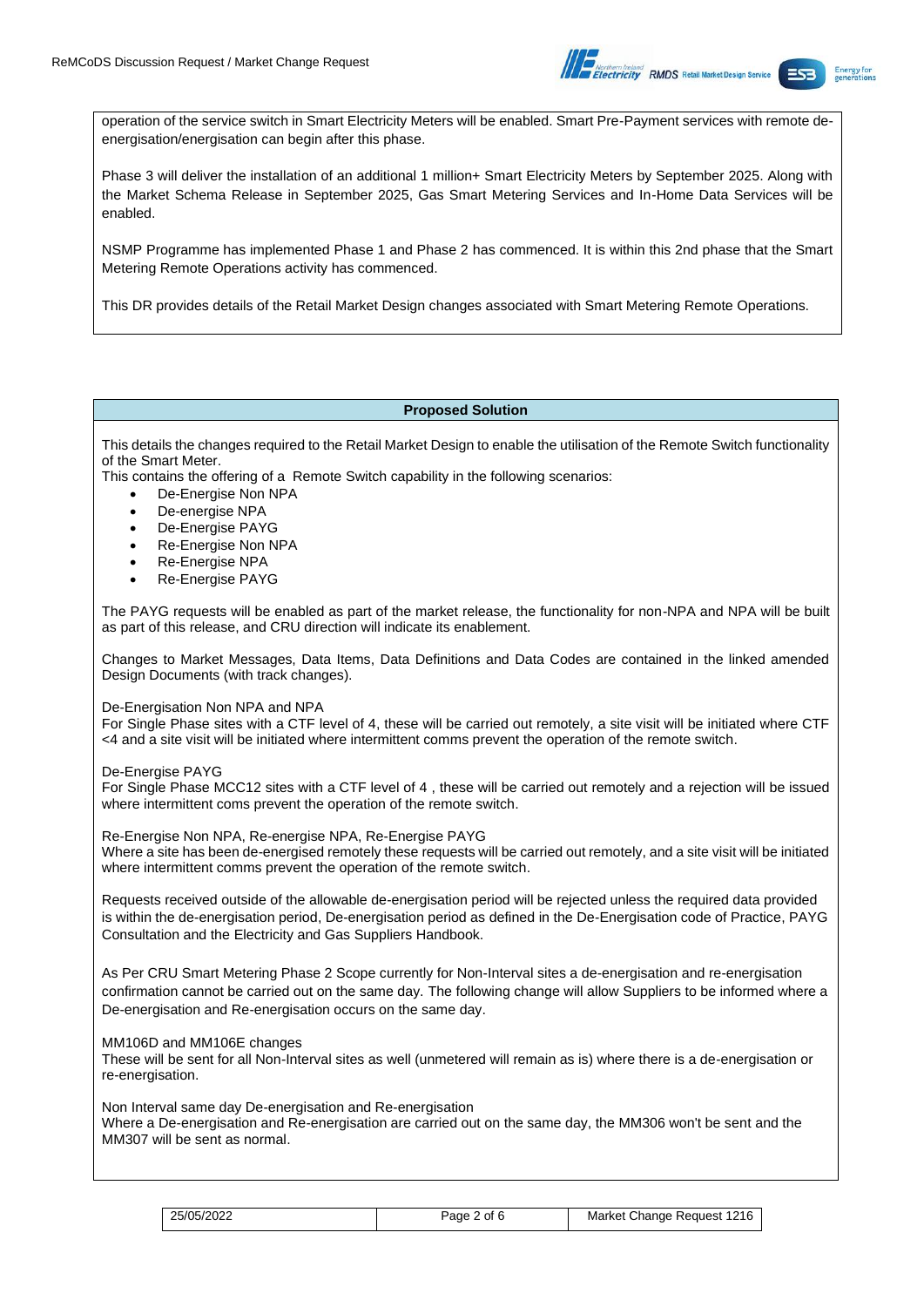operation of the service switch in Smart Electricity Meters will be enabled. Smart Pre-Payment services with remote de-energisation/energisation can begin after this phase.

Phase 3 will deliver the installation of an additional 1 million+ Smart Electricity Meters by September 2025. Along with the Market Schema Release in September 2025, Gas Smart Metering Services and In-Home Data Services will be enabled.

NSMP Programme has implemented Phase 1 and Phase 2 has commenced. It is within this 2nd phase that the Smart Metering Remote Operations activity has commenced.

This DR provides details of the Retail Market Design changes associated with Smart Metering Remote Operations.

## Proposed Solution

This details the changes required to the Retail Market Design to enable the utilisation of the Remote Switch functionality of the Smart Meter.
This contains the offering of a Remote Switch capability in the following scenarios:

- De-Energise Non NPA
- De-energise NPA
- De-Energise PAYG
- Re-Energise Non NPA
- Re-Energise NPA
- Re-Energise PAYG

The PAYG requests will be enabled as part of the market release, the functionality for non-NPA and NPA will be built as part of this release, and CRU direction will indicate its enablement.

Changes to Market Messages, Data Items, Data Definitions and Data Codes are contained in the linked amended Design Documents (with track changes).

De-Energisation Non NPA and NPA
For Single Phase sites with a CTF level of 4, these will be carried out remotely, a site visit will be initiated where CTF <4 and a site visit will be initiated where intermittent comms prevent the operation of the remote switch.

De-Energise PAYG
For Single Phase MCC12 sites with a CTF level of 4 , these will be carried out remotely and a rejection will be issued where intermittent coms prevent the operation of the remote switch.

Re-Energise Non NPA, Re-energise NPA, Re-Energise PAYG
Where a site has been de-energised remotely these requests will be carried out remotely, and a site visit will be initiated where intermittent comms prevent the operation of the remote switch.

Requests received outside of the allowable de-energisation period will be rejected unless the required data provided is within the de-energisation period, De-energisation period as defined in the De-Energisation code of Practice, PAYG Consultation and the Electricity and Gas Suppliers Handbook.

As Per CRU Smart Metering Phase 2 Scope currently for Non-Interval sites a de-energisation and re-energisation confirmation cannot be carried out on the same day. The following change will allow Suppliers to be informed where a De-energisation and Re-energisation occurs on the same day.

MM106D and MM106E changes
These will be sent for all Non-Interval sites as well (unmetered will remain as is) where there is a de-energisation or re-energisation.

Non Interval same day De-energisation and Re-energisation
Where a De-energisation and Re-energisation are carried out on the same day, the MM306 won't be sent and the MM307 will be sent as normal.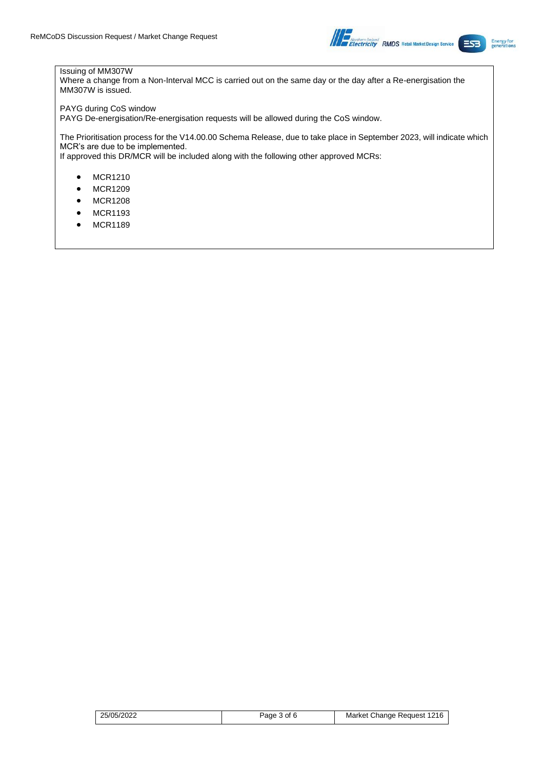Issuing of MM307W
Where a change from a Non-Interval MCC is carried out on the same day or the day after a Re-energisation the MM307W is issued.

PAYG during CoS window
PAYG De-energisation/Re-energisation requests will be allowed during the CoS window.

The Prioritisation process for the V14.00.00 Schema Release, due to take place in September 2023, will indicate which MCR's are due to be implemented.
If approved this DR/MCR will be included along with the following other approved MCRs:

- MCR1210
- MCR1209
- MCR1208
- MCR1193
- MCR1189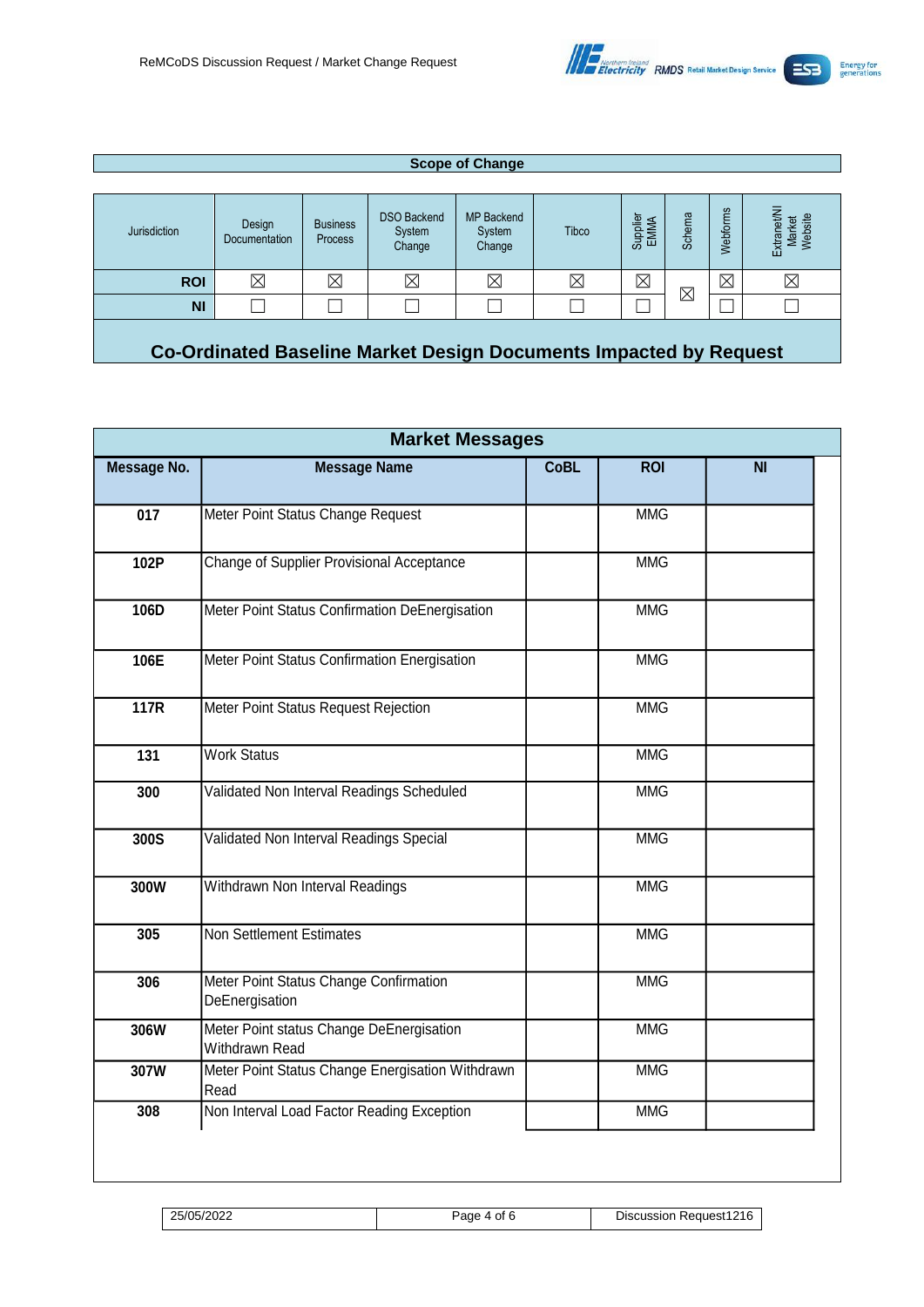## Scope of Change

| Jurisdiction | Design Documentation | Business Process | DSO Backend System Change | MP Backend System Change | Tibco | Supplier EMMA | Schema | Webforms | Extranet/NI Market Website |
|---|---|---|---|---|---|---|---|---|---|
| **ROI** | ☒ | ☒ | ☒ | ☒ | ☒ | ☒ | ☒ | ☒ | ☒ |
| **NI** | ☐ | ☐ | ☐ | ☐ | ☐ | ☐ | | ☐ | ☐ |

## Co-Ordinated Baseline Market Design Documents Impacted by Request

## Market Messages

| Message No. | Message Name | CoBL | ROI | NI |
|---|---|---|---|---|
| **017** | Meter Point Status Change Request | | MMG | |
| **102P** | Change of Supplier Provisional Acceptance | | MMG | |
| **106D** | Meter Point Status Confirmation DeEnergisation | | MMG | |
| **106E** | Meter Point Status Confirmation Energisation | | MMG | |
| **117R** | Meter Point Status Request Rejection | | MMG | |
| **131** | Work Status | | MMG | |
| **300** | Validated Non Interval Readings Scheduled | | MMG | |
| **300S** | Validated Non Interval Readings Special | | MMG | |
| **300W** | Withdrawn Non Interval Readings | | MMG | |
| **305** | Non Settlement Estimates | | MMG | |
| **306** | Meter Point Status Change Confirmation DeEnergisation | | MMG | |
| **306W** | Meter Point status Change DeEnergisation Withdrawn Read | | MMG | |
| **307W** | Meter Point Status Change Energisation Withdrawn Read | | MMG | |
| **308** | Non Interval Load Factor Reading Exception | | MMG | |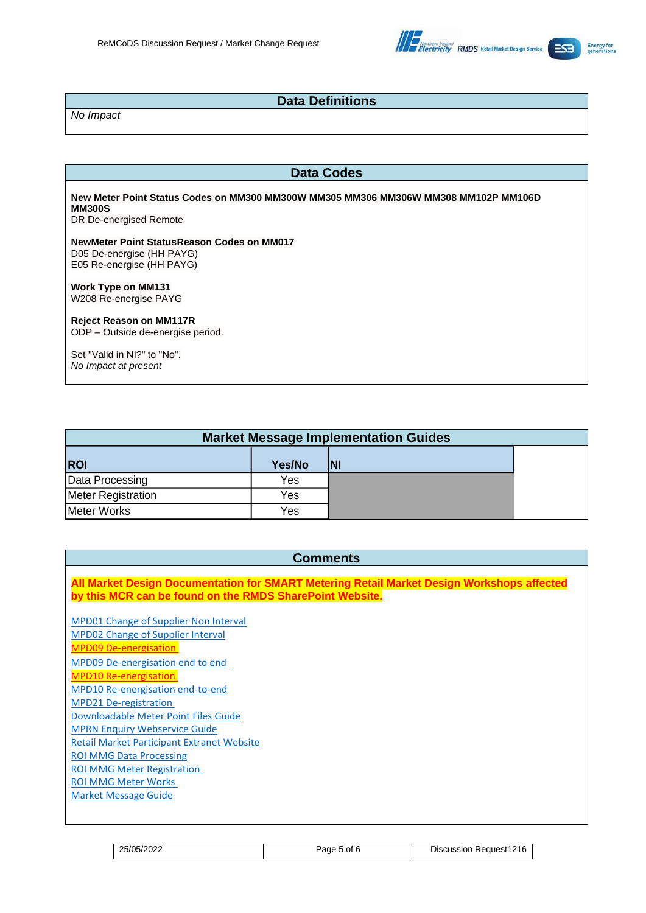## Data Definitions

*No Impact*

## Data Codes

**New Meter Point Status Codes on MM300 MM300W MM305 MM306 MM306W MM308 MM102P MM106D MM300S**
DR De-energised Remote

**NewMeter Point StatusReason Codes on MM017**
D05 De-energise (HH PAYG)
E05 Re-energise (HH PAYG)

**Work Type on MM131**
W208 Re-energise PAYG

**Reject Reason on MM117R**
ODP – Outside de-energise period.

Set "Valid in NI?" to "No".
*No Impact at present*

## Market Message Implementation Guides

| ROI | Yes/No | NI |
|---|---|---|
| Data Processing | Yes | |
| Meter Registration | Yes | |
| Meter Works | Yes | |

## Comments

**All Market Design Documentation for SMART Metering Retail Market Design Workshops affected by this MCR can be found on the RMDS SharePoint Website.**

MPD01 Change of Supplier Non Interval
MPD02 Change of Supplier Interval
MPD09 De-energisation
MPD09 De-energisation end to end
MPD10 Re-energisation
MPD10 Re-energisation end-to-end
MPD21 De-registration
Downloadable Meter Point Files Guide
MPRN Enquiry Webservice Guide
Retail Market Participant Extranet Website
ROI MMG Data Processing
ROI MMG Meter Registration
ROI MMG Meter Works
Market Message Guide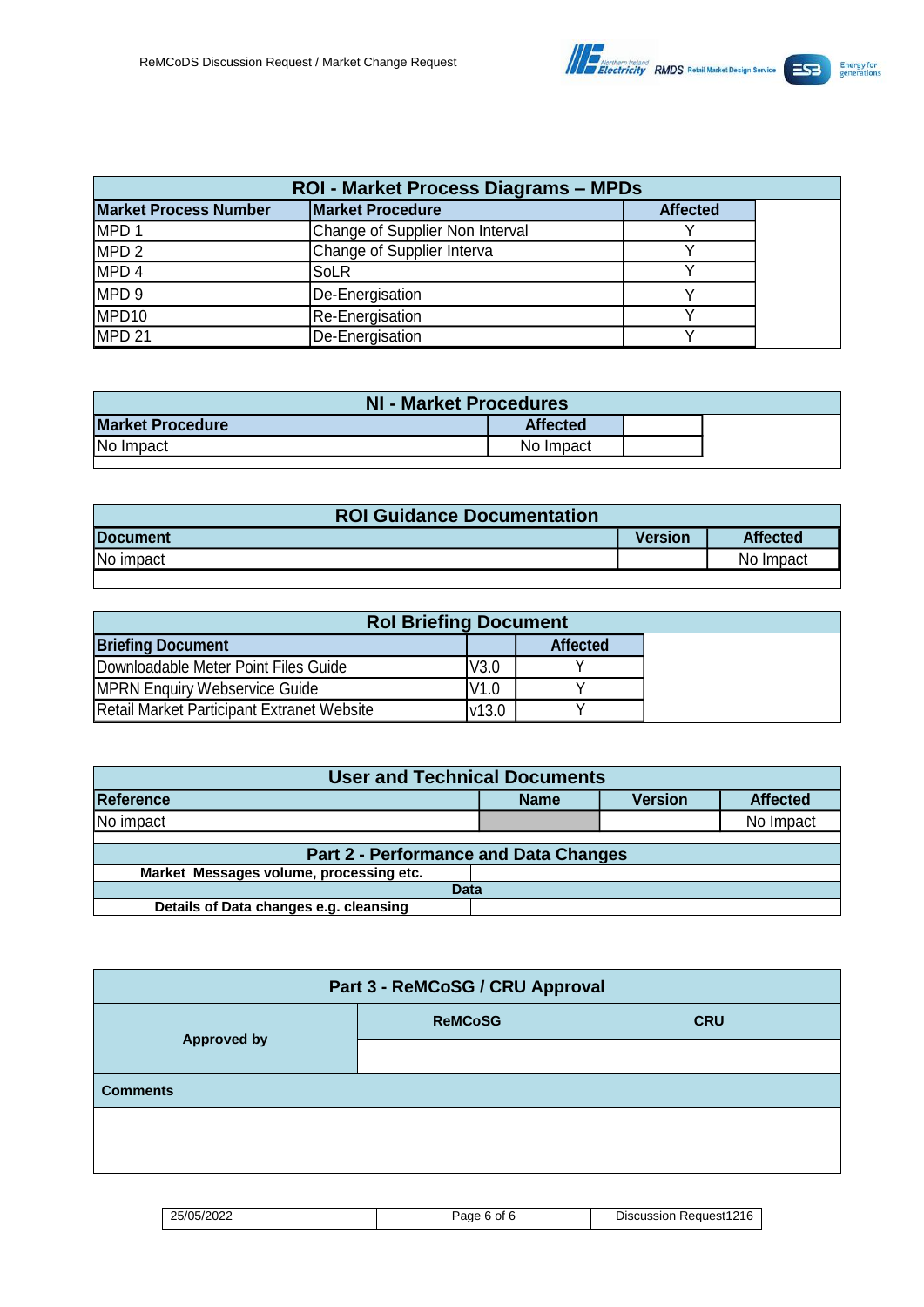| ROI - Market Process Diagrams – MPDs | | |
|---|---|---|
| **Market Process Number** | **Market Procedure** | **Affected** |
| MPD 1 | Change of Supplier Non Interval | Y |
| MPD 2 | Change of Supplier Interva | Y |
| MPD 4 | SoLR | Y |
| MPD 9 | De-Energisation | Y |
| MPD10 | Re-Energisation | Y |
| MPD 21 | De-Energisation | Y |

| NI - Market Procedures | | |
|---|---|---|
| **Market Procedure** | **Affected** | |
| No Impact | No Impact | |

| ROI Guidance Documentation | | |
|---|---|---|
| **Document** | **Version** | **Affected** |
| No impact | | No Impact |

| RoI Briefing Document | | |
|---|---|---|
| **Briefing Document** | | **Affected** |
| Downloadable Meter Point Files Guide | V3.0 | Y |
| MPRN Enquiry Webservice Guide | V1.0 | Y |
| Retail Market Participant Extranet Website | v13.0 | Y |

| User and Technical Documents | | | |
|---|---|---|---|
| **Reference** | **Name** | **Version** | **Affected** |
| No impact | | | No Impact |

| Part 2 - Performance and Data Changes | |
|---|---|
| **Market Messages volume, processing etc.** | |
| **Data** | |
| **Details of Data changes e.g. cleansing** | |

| Part 3 - ReMCoSG / CRU Approval | | |
|---|---|---|
| **Approved by** | **ReMCoSG** | **CRU** |
| | | |
| **Comments** | | |
| | | |